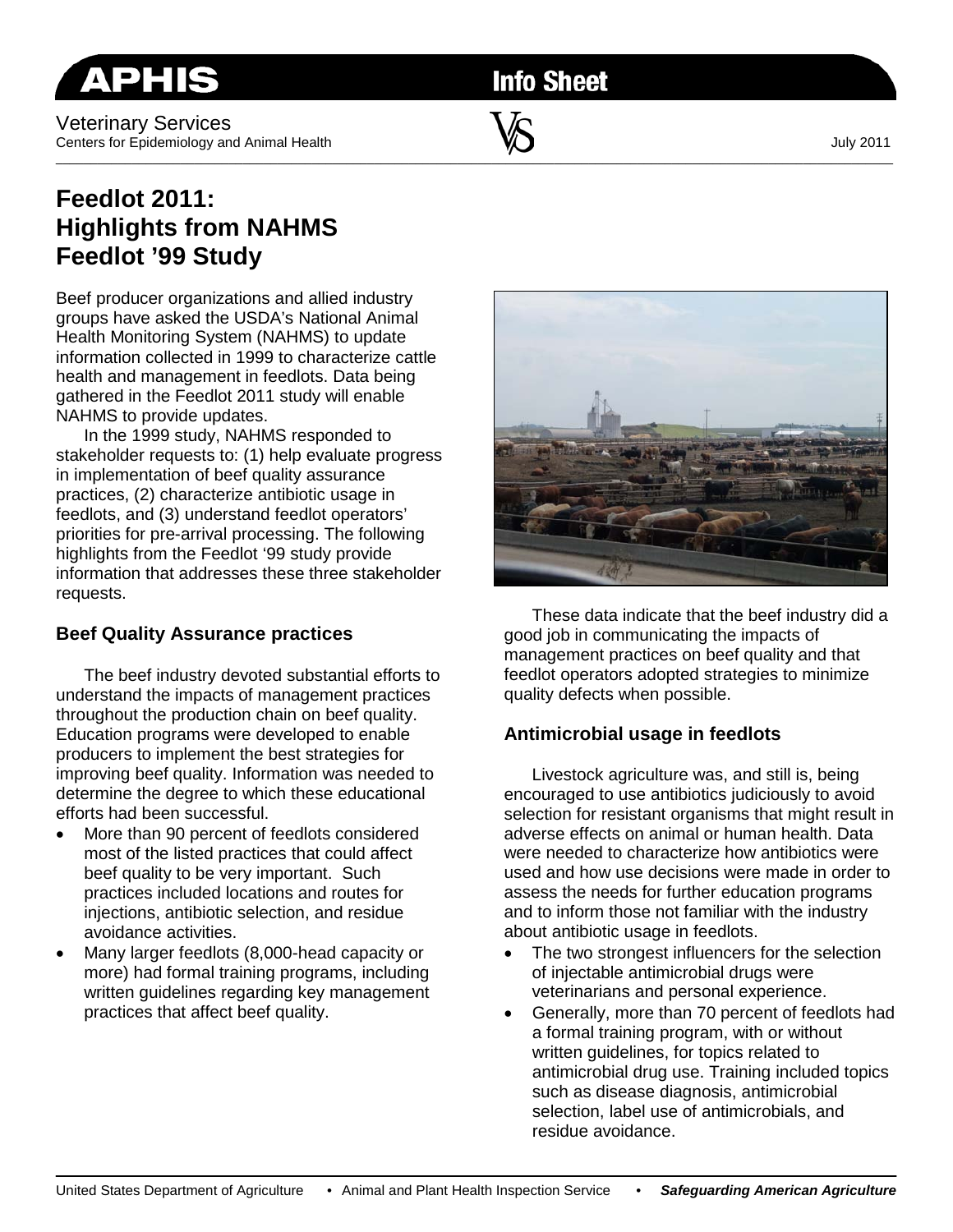APHIS Info Sheet

Veterinary Services
Centers for Epidemiology and Animal Health

July 2011

# Feedlot 2011: Highlights from NAHMS Feedlot '99 Study

Beef producer organizations and allied industry groups have asked the USDA's National Animal Health Monitoring System (NAHMS) to update information collected in 1999 to characterize cattle health and management in feedlots. Data being gathered in the Feedlot 2011 study will enable NAHMS to provide updates.

In the 1999 study, NAHMS responded to stakeholder requests to: (1) help evaluate progress in implementation of beef quality assurance practices, (2) characterize antibiotic usage in feedlots, and (3) understand feedlot operators' priorities for pre-arrival processing. The following highlights from the Feedlot '99 study provide information that addresses these three stakeholder requests.

## Beef Quality Assurance practices

The beef industry devoted substantial efforts to understand the impacts of management practices throughout the production chain on beef quality. Education programs were developed to enable producers to implement the best strategies for improving beef quality. Information was needed to determine the degree to which these educational efforts had been successful.

- More than 90 percent of feedlots considered most of the listed practices that could affect beef quality to be very important. Such practices included locations and routes for injections, antibiotic selection, and residue avoidance activities.
- Many larger feedlots (8,000-head capacity or more) had formal training programs, including written guidelines regarding key management practices that affect beef quality.

These data indicate that the beef industry did a good job in communicating the impacts of management practices on beef quality and that feedlot operators adopted strategies to minimize quality defects when possible.

## Antimicrobial usage in feedlots

Livestock agriculture was, and still is, being encouraged to use antibiotics judiciously to avoid selection for resistant organisms that might result in adverse effects on animal or human health. Data were needed to characterize how antibiotics were used and how use decisions were made in order to assess the needs for further education programs and to inform those not familiar with the industry about antibiotic usage in feedlots.

- The two strongest influencers for the selection of injectable antimicrobial drugs were veterinarians and personal experience.
- Generally, more than 70 percent of feedlots had a formal training program, with or without written guidelines, for topics related to antimicrobial drug use. Training included topics such as disease diagnosis, antimicrobial selection, label use of antimicrobials, and residue avoidance.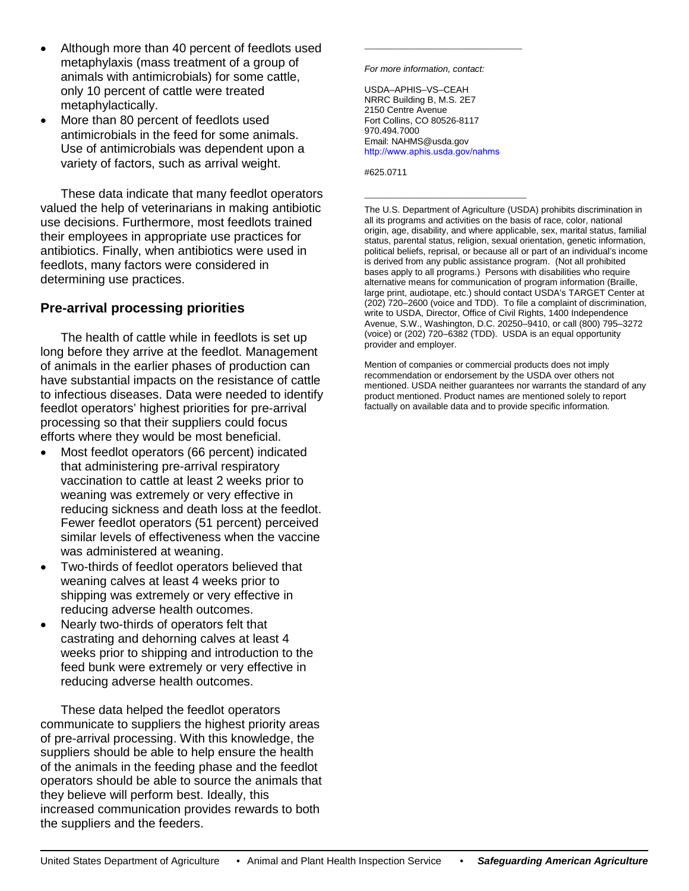- Although more than 40 percent of feedlots used metaphylaxis (mass treatment of a group of animals with antimicrobials) for some cattle, only 10 percent of cattle were treated metaphylactically.
- More than 80 percent of feedlots used antimicrobials in the feed for some animals. Use of antimicrobials was dependent upon a variety of factors, such as arrival weight.

These data indicate that many feedlot operators valued the help of veterinarians in making antibiotic use decisions. Furthermore, most feedlots trained their employees in appropriate use practices for antibiotics. Finally, when antibiotics were used in feedlots, many factors were considered in determining use practices.

## Pre-arrival processing priorities

The health of cattle while in feedlots is set up long before they arrive at the feedlot. Management of animals in the earlier phases of production can have substantial impacts on the resistance of cattle to infectious diseases. Data were needed to identify feedlot operators' highest priorities for pre-arrival processing so that their suppliers could focus efforts where they would be most beneficial.

- Most feedlot operators (66 percent) indicated that administering pre-arrival respiratory vaccination to cattle at least 2 weeks prior to weaning was extremely or very effective in reducing sickness and death loss at the feedlot. Fewer feedlot operators (51 percent) perceived similar levels of effectiveness when the vaccine was administered at weaning.
- Two-thirds of feedlot operators believed that weaning calves at least 4 weeks prior to shipping was extremely or very effective in reducing adverse health outcomes.
- Nearly two-thirds of operators felt that castrating and dehorning calves at least 4 weeks prior to shipping and introduction to the feed bunk were extremely or very effective in reducing adverse health outcomes.

These data helped the feedlot operators communicate to suppliers the highest priority areas of pre-arrival processing. With this knowledge, the suppliers should be able to help ensure the health of the animals in the feeding phase and the feedlot operators should be able to source the animals that they believe will perform best. Ideally, this increased communication provides rewards to both the suppliers and the feeders.

---

*For more information, contact:*

USDA–APHIS–VS–CEAH
NRRC Building B, M.S. 2E7
2150 Centre Avenue
Fort Collins, CO 80526-8117
970.494.7000
Email: NAHMS@usda.gov
http://www.aphis.usda.gov/nahms

#625.0711

---

The U.S. Department of Agriculture (USDA) prohibits discrimination in all its programs and activities on the basis of race, color, national origin, age, disability, and where applicable, sex, marital status, familial status, parental status, religion, sexual orientation, genetic information, political beliefs, reprisal, or because all or part of an individual's income is derived from any public assistance program. (Not all prohibited bases apply to all programs.) Persons with disabilities who require alternative means for communication of program information (Braille, large print, audiotape, etc.) should contact USDA's TARGET Center at (202) 720–2600 (voice and TDD). To file a complaint of discrimination, write to USDA, Director, Office of Civil Rights, 1400 Independence Avenue, S.W., Washington, D.C. 20250–9410, or call (800) 795–3272 (voice) or (202) 720–6382 (TDD). USDA is an equal opportunity provider and employer.

Mention of companies or commercial products does not imply recommendation or endorsement by the USDA over others not mentioned. USDA neither guarantees nor warrants the standard of any product mentioned. Product names are mentioned solely to report factually on available data and to provide specific information.